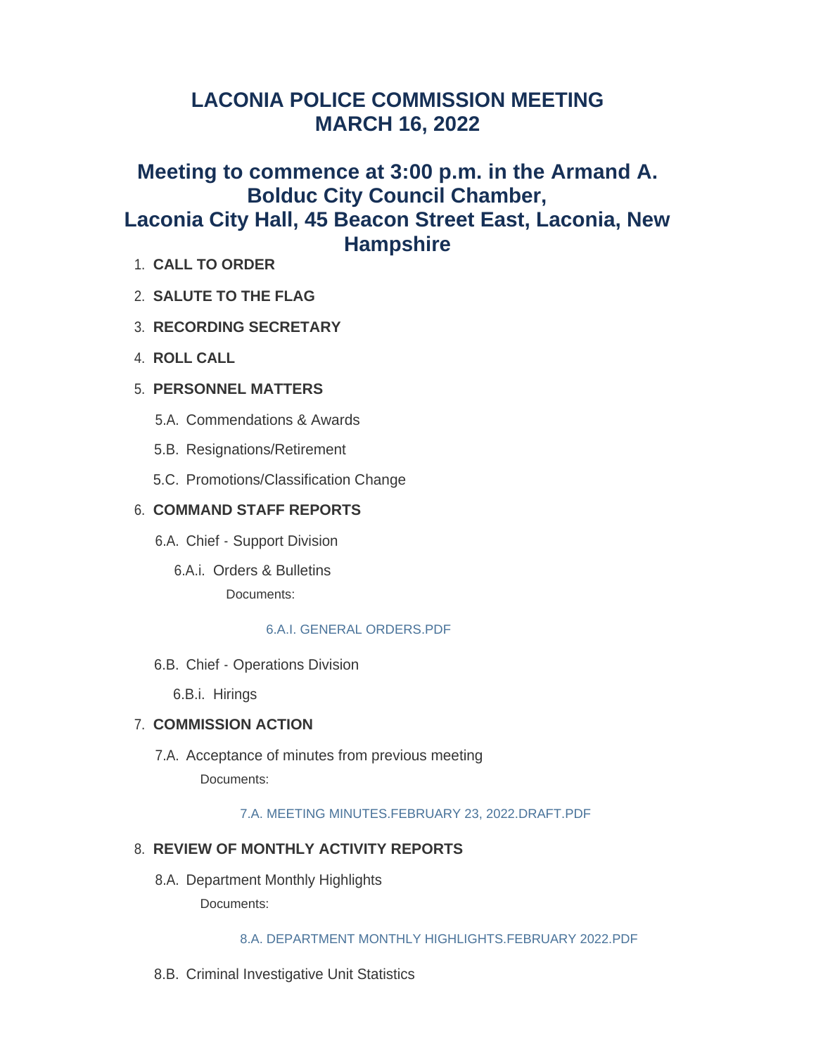# LACONIA POLICE COMMISSION MEETING
# MARCH 16, 2022

## Meeting to commence at 3:00 p.m. in the Armand A. Bolduc City Council Chamber, Laconia City Hall, 45 Beacon Street East, Laconia, New Hampshire

1. **CALL TO ORDER**
2. **SALUTE TO THE FLAG**
3. **RECORDING SECRETARY**
4. **ROLL CALL**
5. **PERSONNEL MATTERS**
   - 5.A. Commendations & Awards
   - 5.B. Resignations/Retirement
   - 5.C. Promotions/Classification Change
6. **COMMAND STAFF REPORTS**
   - 6.A. Chief - Support Division
     - 6.A.i. Orders & Bulletins

       Documents:

       6.A.I. GENERAL ORDERS.PDF
   - 6.B. Chief - Operations Division
     - 6.B.i. Hirings
7. **COMMISSION ACTION**
   - 7.A. Acceptance of minutes from previous meeting

     Documents:

     7.A. MEETING MINUTES.FEBRUARY 23, 2022.DRAFT.PDF
8. **REVIEW OF MONTHLY ACTIVITY REPORTS**
   - 8.A. Department Monthly Highlights

     Documents:

     8.A. DEPARTMENT MONTHLY HIGHLIGHTS.FEBRUARY 2022.PDF
   - 8.B. Criminal Investigative Unit Statistics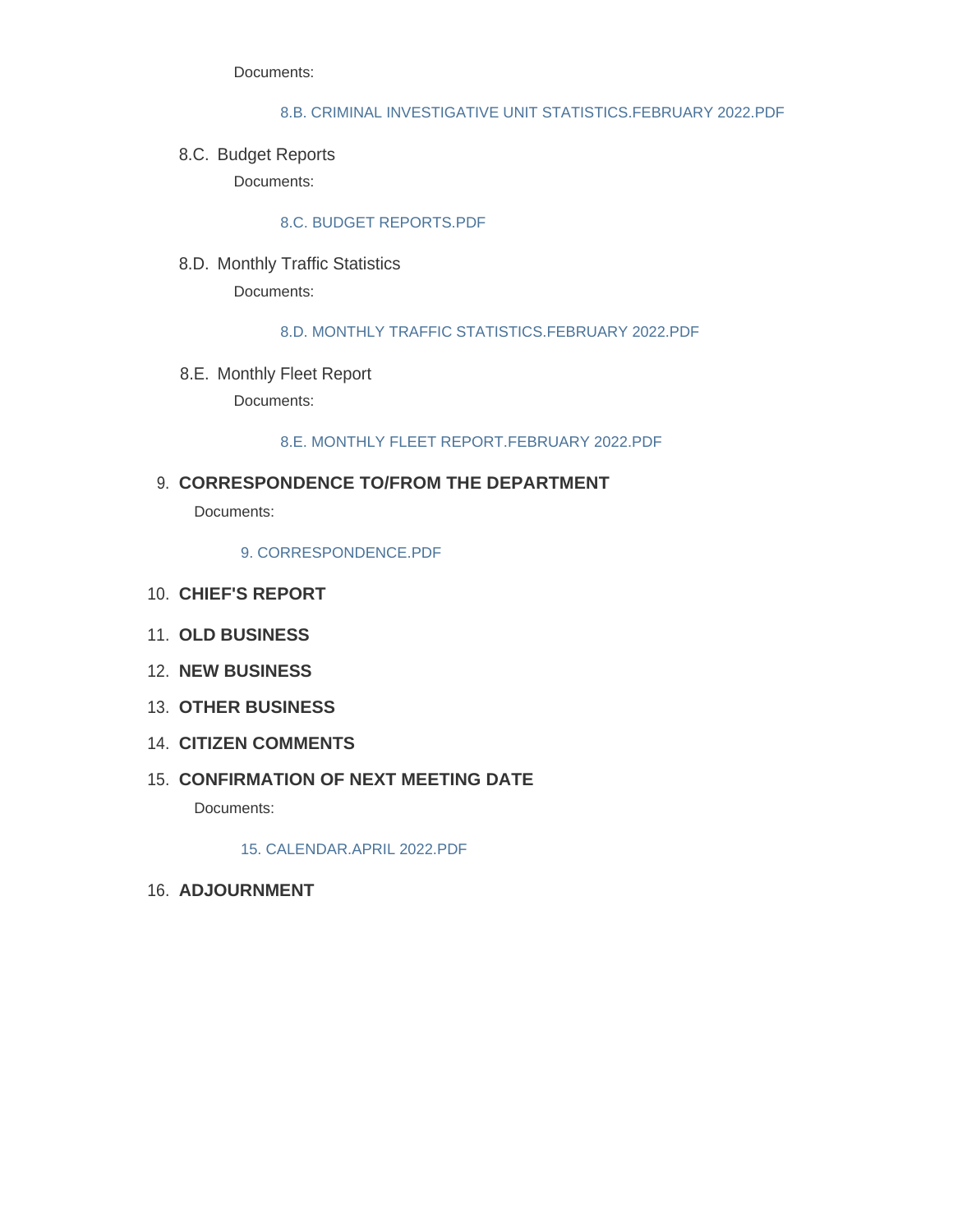Documents:

8.B. CRIMINAL INVESTIGATIVE UNIT STATISTICS.FEBRUARY 2022.PDF

8.C. Budget Reports

Documents:

8.C. BUDGET REPORTS.PDF

8.D. Monthly Traffic Statistics

Documents:

8.D. MONTHLY TRAFFIC STATISTICS.FEBRUARY 2022.PDF

8.E. Monthly Fleet Report

Documents:

8.E. MONTHLY FLEET REPORT.FEBRUARY 2022.PDF

9. **CORRESPONDENCE TO/FROM THE DEPARTMENT**

Documents:

9. CORRESPONDENCE.PDF

10. **CHIEF'S REPORT**

11. **OLD BUSINESS**

12. **NEW BUSINESS**

13. **OTHER BUSINESS**

14. **CITIZEN COMMENTS**

15. **CONFIRMATION OF NEXT MEETING DATE**

Documents:

15. CALENDAR.APRIL 2022.PDF

16. **ADJOURNMENT**